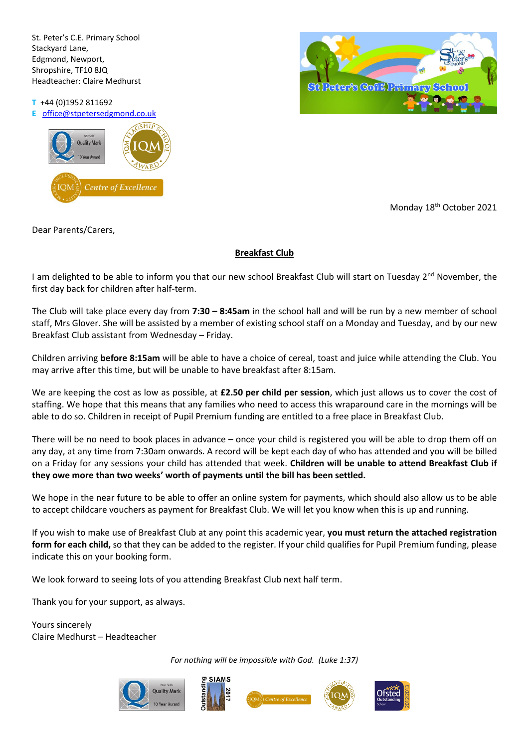St. Peter's C.E. Primary School
Stackyard Lane,
Edgmond, Newport,
Shropshire, TF10 8JQ
Headteacher: Claire Medhurst

**T** +44 (0)1952 811692
**E** office@stpetersedgmond.co.uk

Monday 18th October 2021

Dear Parents/Carers,

**Breakfast Club**

I am delighted to be able to inform you that our new school Breakfast Club will start on Tuesday 2nd November, the first day back for children after half-term.

The Club will take place every day from **7:30 – 8:45am** in the school hall and will be run by a new member of school staff, Mrs Glover. She will be assisted by a member of existing school staff on a Monday and Tuesday, and by our new Breakfast Club assistant from Wednesday – Friday.

Children arriving **before 8:15am** will be able to have a choice of cereal, toast and juice while attending the Club. You may arrive after this time, but will be unable to have breakfast after 8:15am.

We are keeping the cost as low as possible, at **£2.50 per child per session**, which just allows us to cover the cost of staffing. We hope that this means that any families who need to access this wraparound care in the mornings will be able to do so. Children in receipt of Pupil Premium funding are entitled to a free place in Breakfast Club.

There will be no need to book places in advance – once your child is registered you will be able to drop them off on any day, at any time from 7:30am onwards. A record will be kept each day of who has attended and you will be billed on a Friday for any sessions your child has attended that week. **Children will be unable to attend Breakfast Club if they owe more than two weeks' worth of payments until the bill has been settled.**

We hope in the near future to be able to offer an online system for payments, which should also allow us to be able to accept childcare vouchers as payment for Breakfast Club. We will let you know when this is up and running.

If you wish to make use of Breakfast Club at any point this academic year, **you must return the attached registration form for each child,** so that they can be added to the register. If your child qualifies for Pupil Premium funding, please indicate this on your booking form.

We look forward to seeing lots of you attending Breakfast Club next half term.

Thank you for your support, as always.

Yours sincerely
Claire Medhurst – Headteacher

*For nothing will be impossible with God. (Luke 1:37)*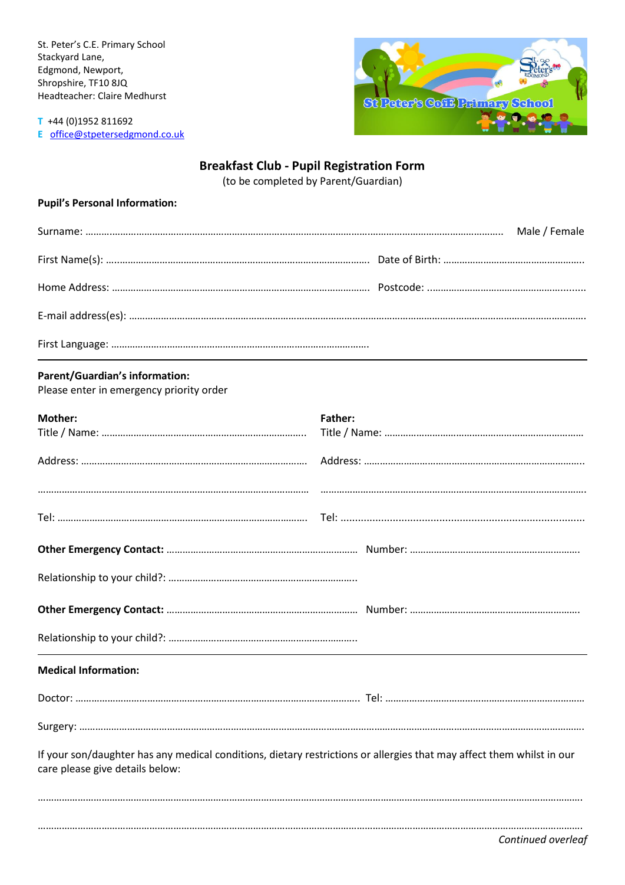St. Peter's C.E. Primary School
Stackyard Lane,
Edgmond, Newport,
Shropshire, TF10 8JQ
Headteacher: Claire Medhurst

**T** +44 (0)1952 811692
**E** office@stpetersedgmond.co.uk

# Breakfast Club - Pupil Registration Form

(to be completed by Parent/Guardian)

**Pupil's Personal Information:**

Surname: ………………………………………………………………………………………………………………….. Male / Female

First Name(s): ……………………………………………………………………………… Date of Birth: ……………………………………………..

Home Address: …………………………………………………………………………… Postcode: …………………………………………………....

E-mail address(es): ……………………………………………………………………………………………………………………………………………

First Language: …………………………………………………………………………….

---

**Parent/Guardian's information:**
Please enter in emergency priority order

**Mother:**
Title / Name: …………………………………………………………………

Address: …………………………………………………………………………

…………………………………………………………………………………………

Tel: …………………………………………………………………………………

**Father:**
Title / Name: ………………………………………………………………

Address: ………………………………………………………………………..

…………………………………………………………………………………………

Tel: …………………………………………………………………………………..

**Other Emergency Contact:** ……………………………………………………………… Number: ………………………………………………………

Relationship to your child?: ……………………………………………………………..

**Other Emergency Contact:** ……………………………………………………………… Number: ………………………………………………………

Relationship to your child?: ……………………………………………………………..

---

**Medical Information:**

Doctor: ……………………………………………………………………………………… Tel: ………………………………………………………………

Surgery: …………………………………………………………………………………………………………………………………………………………

If your son/daughter has any medical conditions, dietary restrictions or allergies that may affect them whilst in our care please give details below:

………………………………………………………………………………………………………………………………………………………………………

………………………………………………………………………………………………………………………………………………………………………

*Continued overleaf*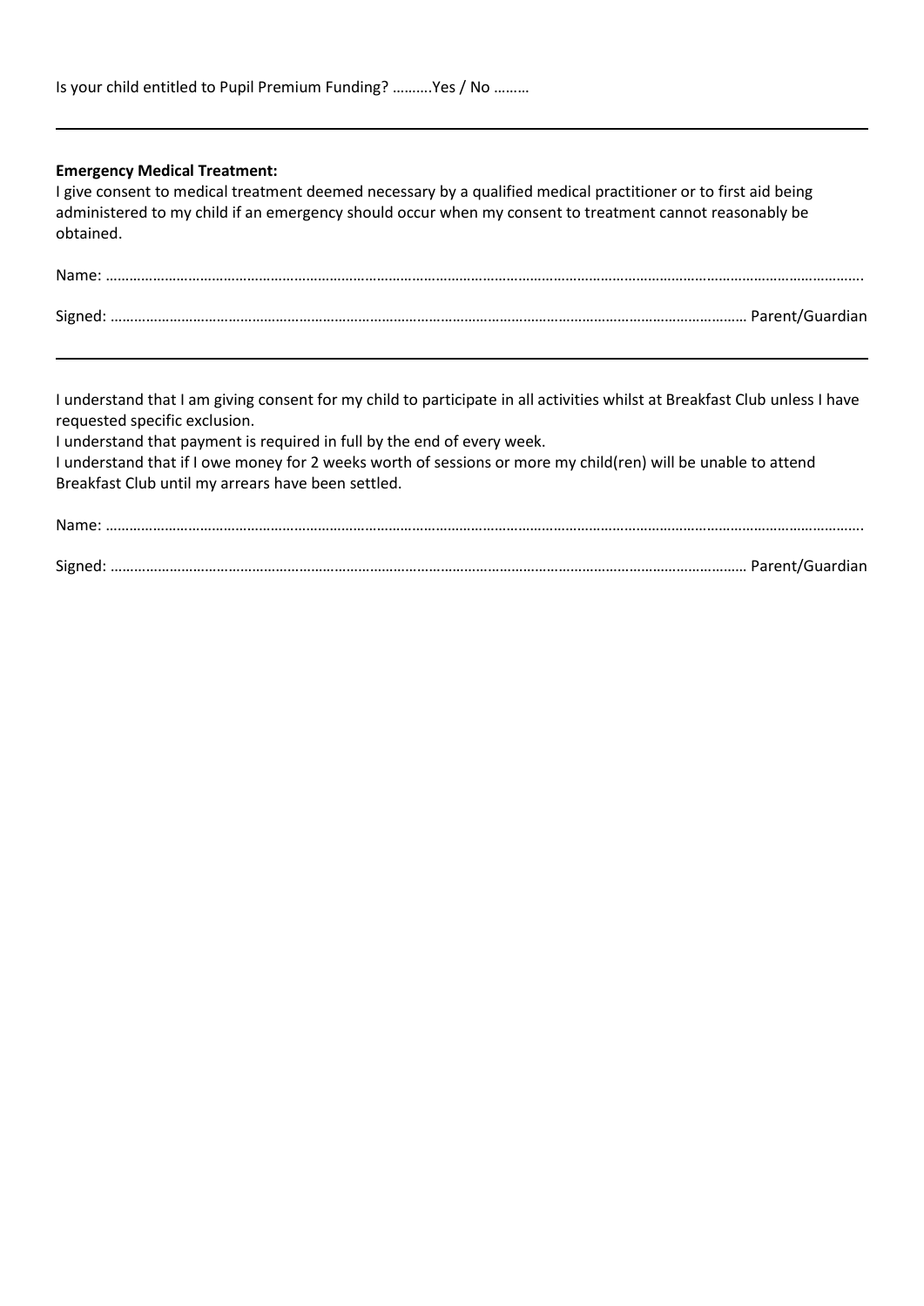Is your child entitled to Pupil Premium Funding? ……….Yes / No ………

---

**Emergency Medical Treatment:**
I give consent to medical treatment deemed necessary by a qualified medical practitioner or to first aid being administered to my child if an emergency should occur when my consent to treatment cannot reasonably be obtained.

Name: …………………………………………………………………………………………………………………………………………………………………

Signed: …………………………………………………………………………………………………………………………………………… Parent/Guardian

---

I understand that I am giving consent for my child to participate in all activities whilst at Breakfast Club unless I have requested specific exclusion.
I understand that payment is required in full by the end of every week.
I understand that if I owe money for 2 weeks worth of sessions or more my child(ren) will be unable to attend Breakfast Club until my arrears have been settled.

Name: …………………………………………………………………………………………………………………………………………………………………

Signed: …………………………………………………………………………………………………………………………………………… Parent/Guardian